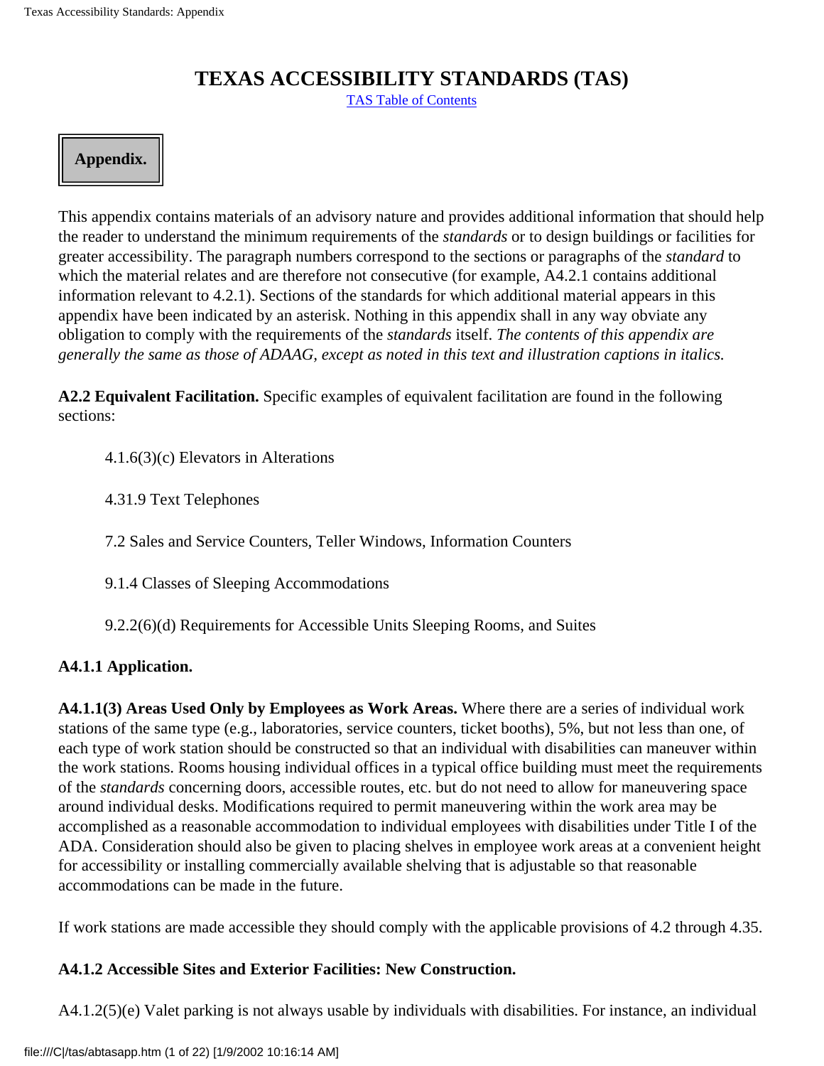# TEXAS ACCESSIBILITY STANDARDS (TAS)

TAS Table of Contents

## Appendix.

This appendix contains materials of an advisory nature and provides additional information that should help the reader to understand the minimum requirements of the *standards* or to design buildings or facilities for greater accessibility. The paragraph numbers correspond to the sections or paragraphs of the *standard* to which the material relates and are therefore not consecutive (for example, A4.2.1 contains additional information relevant to 4.2.1). Sections of the standards for which additional material appears in this appendix have been indicated by an asterisk. Nothing in this appendix shall in any way obviate any obligation to comply with the requirements of the *standards* itself. *The contents of this appendix are generally the same as those of ADAAG, except as noted in this text and illustration captions in italics.*

**A2.2 Equivalent Facilitation.** Specific examples of equivalent facilitation are found in the following sections:

4.1.6(3)(c) Elevators in Alterations

4.31.9 Text Telephones

7.2 Sales and Service Counters, Teller Windows, Information Counters

9.1.4 Classes of Sleeping Accommodations

9.2.2(6)(d) Requirements for Accessible Units Sleeping Rooms, and Suites

**A4.1.1 Application.**

**A4.1.1(3) Areas Used Only by Employees as Work Areas.** Where there are a series of individual work stations of the same type (e.g., laboratories, service counters, ticket booths), 5%, but not less than one, of each type of work station should be constructed so that an individual with disabilities can maneuver within the work stations. Rooms housing individual offices in a typical office building must meet the requirements of the *standards* concerning doors, accessible routes, etc. but do not need to allow for maneuvering space around individual desks. Modifications required to permit maneuvering within the work area may be accomplished as a reasonable accommodation to individual employees with disabilities under Title I of the ADA. Consideration should also be given to placing shelves in employee work areas at a convenient height for accessibility or installing commercially available shelving that is adjustable so that reasonable accommodations can be made in the future.

If work stations are made accessible they should comply with the applicable provisions of 4.2 through 4.35.

**A4.1.2 Accessible Sites and Exterior Facilities: New Construction.**

A4.1.2(5)(e) Valet parking is not always usable by individuals with disabilities. For instance, an individual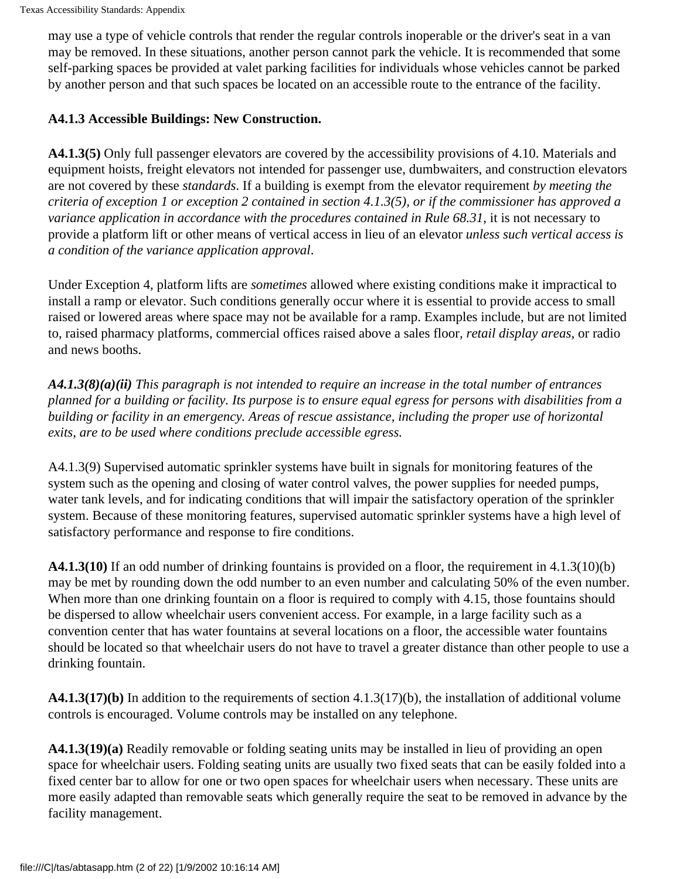may use a type of vehicle controls that render the regular controls inoperable or the driver's seat in a van may be removed. In these situations, another person cannot park the vehicle. It is recommended that some self-parking spaces be provided at valet parking facilities for individuals whose vehicles cannot be parked by another person and that such spaces be located on an accessible route to the entrance of the facility.

### A4.1.3 Accessible Buildings: New Construction.

**A4.1.3(5)** Only full passenger elevators are covered by the accessibility provisions of 4.10. Materials and equipment hoists, freight elevators not intended for passenger use, dumbwaiters, and construction elevators are not covered by these *standards*. If a building is exempt from the elevator requirement *by meeting the criteria of exception 1 or exception 2 contained in section 4.1.3(5), or if the commissioner has approved a variance application in accordance with the procedures contained in Rule 68.31*, it is not necessary to provide a platform lift or other means of vertical access in lieu of an elevator *unless such vertical access is a condition of the variance application approval*.

Under Exception 4, platform lifts are *sometimes* allowed where existing conditions make it impractical to install a ramp or elevator. Such conditions generally occur where it is essential to provide access to small raised or lowered areas where space may not be available for a ramp. Examples include, but are not limited to, raised pharmacy platforms, commercial offices raised above a sales floor, *retail display areas*, or radio and news booths.

***A4.1.3(8)(a)(ii)*** *This paragraph is not intended to require an increase in the total number of entrances planned for a building or facility. Its purpose is to ensure equal egress for persons with disabilities from a building or facility in an emergency. Areas of rescue assistance, including the proper use of horizontal exits, are to be used where conditions preclude accessible egress.*

A4.1.3(9) Supervised automatic sprinkler systems have built in signals for monitoring features of the system such as the opening and closing of water control valves, the power supplies for needed pumps, water tank levels, and for indicating conditions that will impair the satisfactory operation of the sprinkler system. Because of these monitoring features, supervised automatic sprinkler systems have a high level of satisfactory performance and response to fire conditions.

**A4.1.3(10)** If an odd number of drinking fountains is provided on a floor, the requirement in 4.1.3(10)(b) may be met by rounding down the odd number to an even number and calculating 50% of the even number. When more than one drinking fountain on a floor is required to comply with 4.15, those fountains should be dispersed to allow wheelchair users convenient access. For example, in a large facility such as a convention center that has water fountains at several locations on a floor, the accessible water fountains should be located so that wheelchair users do not have to travel a greater distance than other people to use a drinking fountain.

**A4.1.3(17)(b)** In addition to the requirements of section 4.1.3(17)(b), the installation of additional volume controls is encouraged. Volume controls may be installed on any telephone.

**A4.1.3(19)(a)** Readily removable or folding seating units may be installed in lieu of providing an open space for wheelchair users. Folding seating units are usually two fixed seats that can be easily folded into a fixed center bar to allow for one or two open spaces for wheelchair users when necessary. These units are more easily adapted than removable seats which generally require the seat to be removed in advance by the facility management.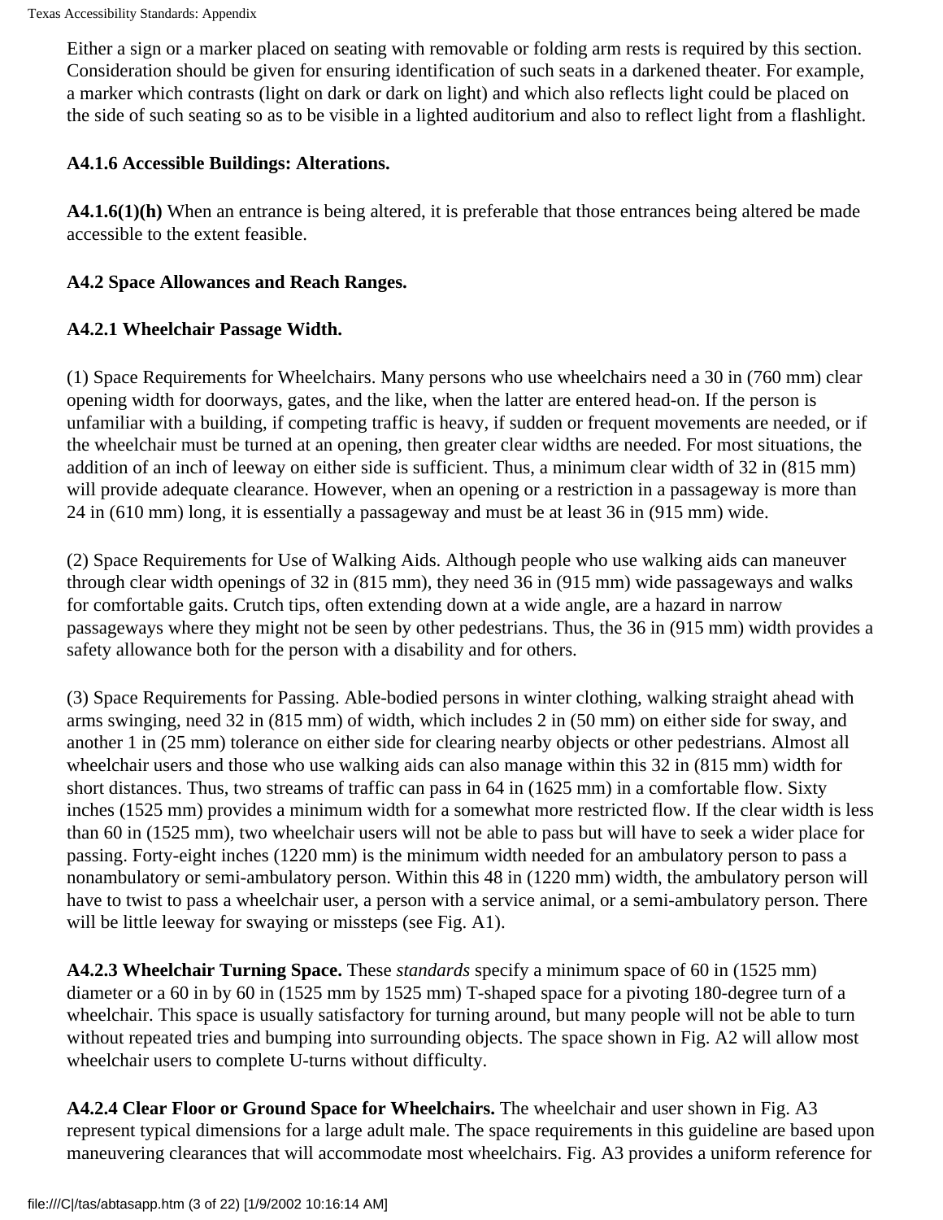Either a sign or a marker placed on seating with removable or folding arm rests is required by this section. Consideration should be given for ensuring identification of such seats in a darkened theater. For example, a marker which contrasts (light on dark or dark on light) and which also reflects light could be placed on the side of such seating so as to be visible in a lighted auditorium and also to reflect light from a flashlight.

**A4.1.6 Accessible Buildings: Alterations.**

**A4.1.6(1)(h)** When an entrance is being altered, it is preferable that those entrances being altered be made accessible to the extent feasible.

**A4.2 Space Allowances and Reach Ranges.**

**A4.2.1 Wheelchair Passage Width.**

(1) Space Requirements for Wheelchairs. Many persons who use wheelchairs need a 30 in (760 mm) clear opening width for doorways, gates, and the like, when the latter are entered head-on. If the person is unfamiliar with a building, if competing traffic is heavy, if sudden or frequent movements are needed, or if the wheelchair must be turned at an opening, then greater clear widths are needed. For most situations, the addition of an inch of leeway on either side is sufficient. Thus, a minimum clear width of 32 in (815 mm) will provide adequate clearance. However, when an opening or a restriction in a passageway is more than 24 in (610 mm) long, it is essentially a passageway and must be at least 36 in (915 mm) wide.

(2) Space Requirements for Use of Walking Aids. Although people who use walking aids can maneuver through clear width openings of 32 in (815 mm), they need 36 in (915 mm) wide passageways and walks for comfortable gaits. Crutch tips, often extending down at a wide angle, are a hazard in narrow passageways where they might not be seen by other pedestrians. Thus, the 36 in (915 mm) width provides a safety allowance both for the person with a disability and for others.

(3) Space Requirements for Passing. Able-bodied persons in winter clothing, walking straight ahead with arms swinging, need 32 in (815 mm) of width, which includes 2 in (50 mm) on either side for sway, and another 1 in (25 mm) tolerance on either side for clearing nearby objects or other pedestrians. Almost all wheelchair users and those who use walking aids can also manage within this 32 in (815 mm) width for short distances. Thus, two streams of traffic can pass in 64 in (1625 mm) in a comfortable flow. Sixty inches (1525 mm) provides a minimum width for a somewhat more restricted flow. If the clear width is less than 60 in (1525 mm), two wheelchair users will not be able to pass but will have to seek a wider place for passing. Forty-eight inches (1220 mm) is the minimum width needed for an ambulatory person to pass a nonambulatory or semi-ambulatory person. Within this 48 in (1220 mm) width, the ambulatory person will have to twist to pass a wheelchair user, a person with a service animal, or a semi-ambulatory person. There will be little leeway for swaying or missteps (see Fig. A1).

**A4.2.3 Wheelchair Turning Space.** These *standards* specify a minimum space of 60 in (1525 mm) diameter or a 60 in by 60 in (1525 mm by 1525 mm) T-shaped space for a pivoting 180-degree turn of a wheelchair. This space is usually satisfactory for turning around, but many people will not be able to turn without repeated tries and bumping into surrounding objects. The space shown in Fig. A2 will allow most wheelchair users to complete U-turns without difficulty.

**A4.2.4 Clear Floor or Ground Space for Wheelchairs.** The wheelchair and user shown in Fig. A3 represent typical dimensions for a large adult male. The space requirements in this guideline are based upon maneuvering clearances that will accommodate most wheelchairs. Fig. A3 provides a uniform reference for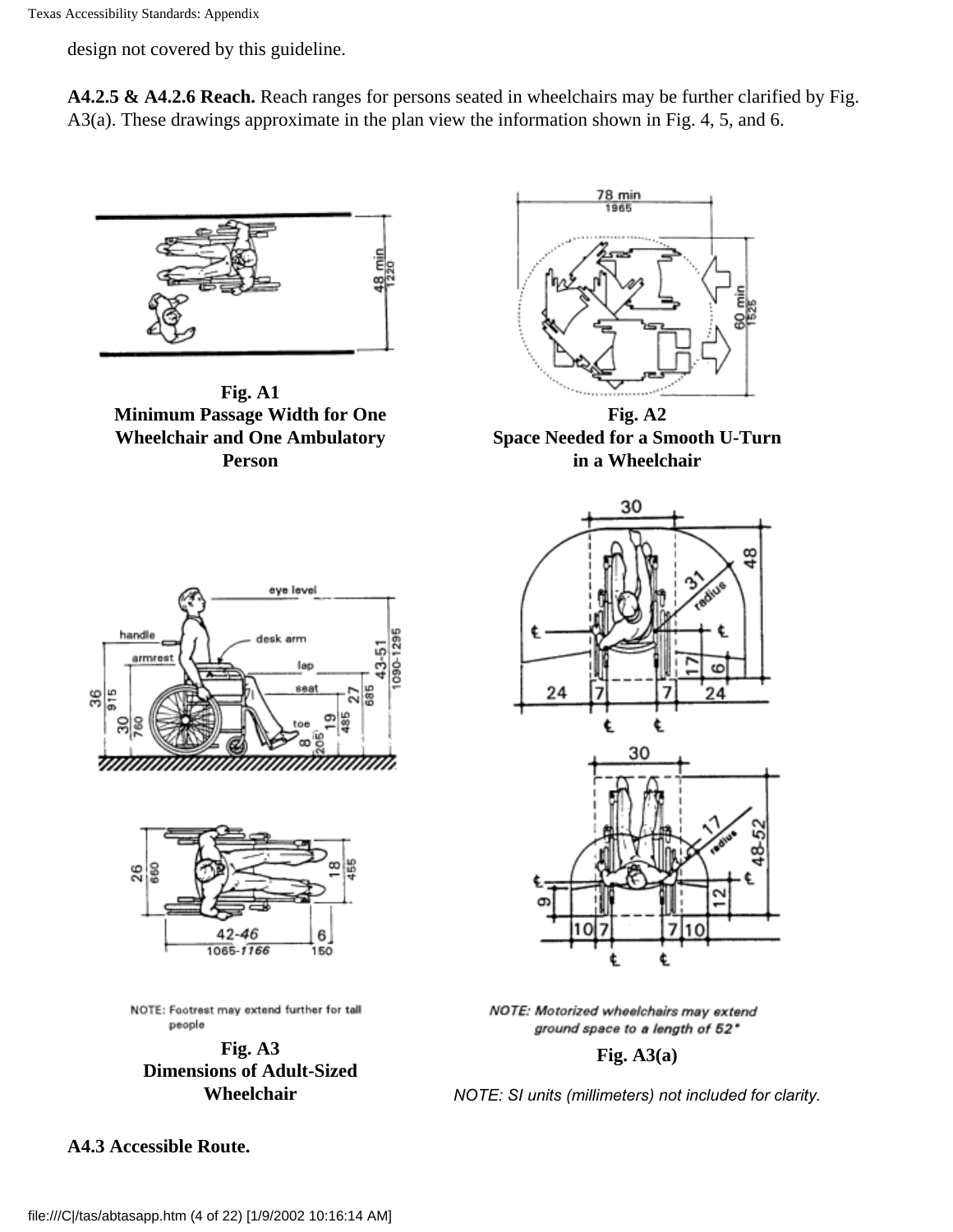design not covered by this guideline.

**A4.2.5 & A4.2.6 Reach.** Reach ranges for persons seated in wheelchairs may be further clarified by Fig. A3(a). These drawings approximate in the plan view the information shown in Fig. 4, 5, and 6.

**Fig. A1**
**Minimum Passage Width for One Wheelchair and One Ambulatory Person**

**Fig. A2**
**Space Needed for a Smooth U-Turn in a Wheelchair**

NOTE: Footrest may extend further for tall people

**Fig. A3**
**Dimensions of Adult-Sized Wheelchair**

*NOTE: Motorized wheelchairs may extend ground space to a length of 52"*

**Fig. A3(a)**

*NOTE: SI units (millimeters) not included for clarity.*

**A4.3 Accessible Route.**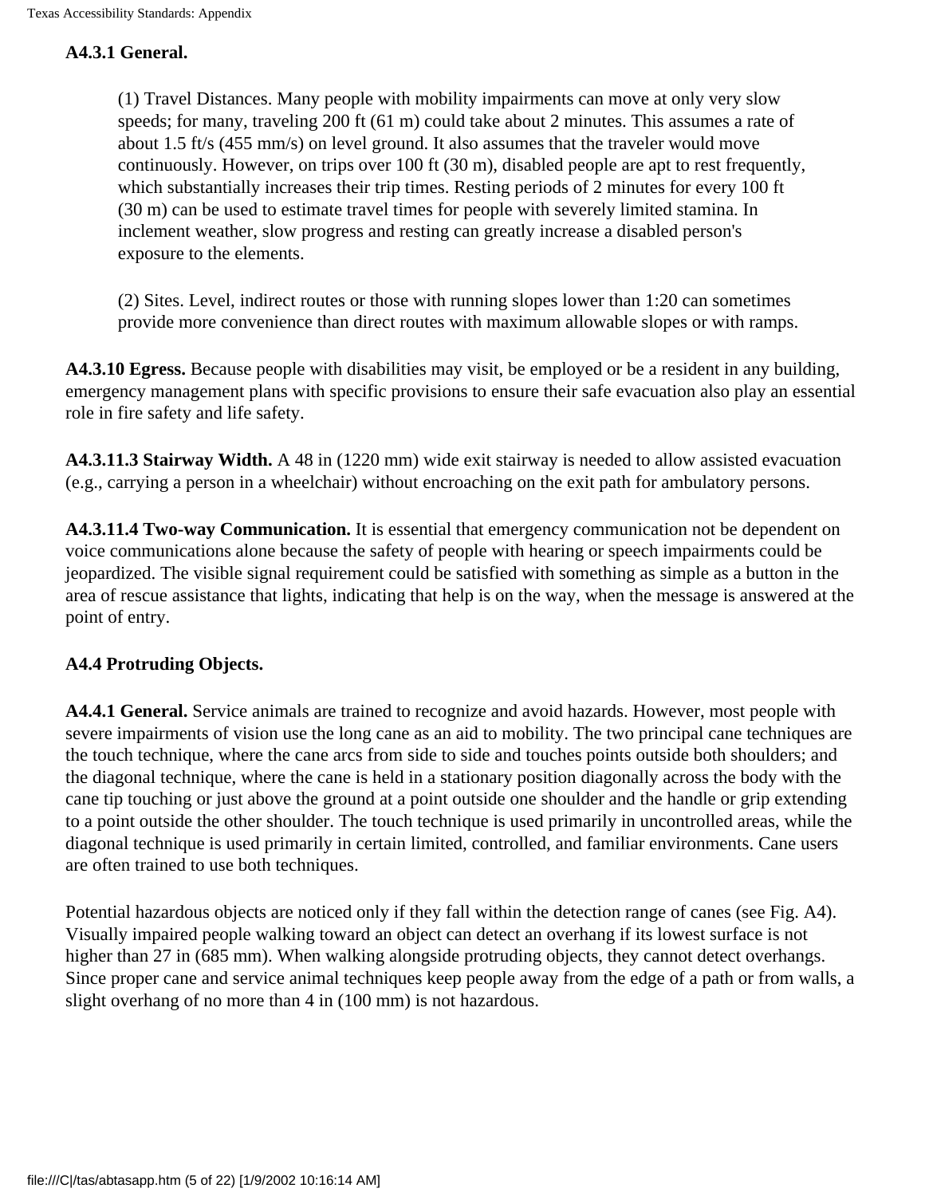**A4.3.1 General.**

> (1) Travel Distances. Many people with mobility impairments can move at only very slow speeds; for many, traveling 200 ft (61 m) could take about 2 minutes. This assumes a rate of about 1.5 ft/s (455 mm/s) on level ground. It also assumes that the traveler would move continuously. However, on trips over 100 ft (30 m), disabled people are apt to rest frequently, which substantially increases their trip times. Resting periods of 2 minutes for every 100 ft (30 m) can be used to estimate travel times for people with severely limited stamina. In inclement weather, slow progress and resting can greatly increase a disabled person's exposure to the elements.
>
> (2) Sites. Level, indirect routes or those with running slopes lower than 1:20 can sometimes provide more convenience than direct routes with maximum allowable slopes or with ramps.

**A4.3.10 Egress.** Because people with disabilities may visit, be employed or be a resident in any building, emergency management plans with specific provisions to ensure their safe evacuation also play an essential role in fire safety and life safety.

**A4.3.11.3 Stairway Width.** A 48 in (1220 mm) wide exit stairway is needed to allow assisted evacuation (e.g., carrying a person in a wheelchair) without encroaching on the exit path for ambulatory persons.

**A4.3.11.4 Two-way Communication.** It is essential that emergency communication not be dependent on voice communications alone because the safety of people with hearing or speech impairments could be jeopardized. The visible signal requirement could be satisfied with something as simple as a button in the area of rescue assistance that lights, indicating that help is on the way, when the message is answered at the point of entry.

**A4.4 Protruding Objects.**

**A4.4.1 General.** Service animals are trained to recognize and avoid hazards. However, most people with severe impairments of vision use the long cane as an aid to mobility. The two principal cane techniques are the touch technique, where the cane arcs from side to side and touches points outside both shoulders; and the diagonal technique, where the cane is held in a stationary position diagonally across the body with the cane tip touching or just above the ground at a point outside one shoulder and the handle or grip extending to a point outside the other shoulder. The touch technique is used primarily in uncontrolled areas, while the diagonal technique is used primarily in certain limited, controlled, and familiar environments. Cane users are often trained to use both techniques.

Potential hazardous objects are noticed only if they fall within the detection range of canes (see Fig. A4). Visually impaired people walking toward an object can detect an overhang if its lowest surface is not higher than 27 in (685 mm). When walking alongside protruding objects, they cannot detect overhangs. Since proper cane and service animal techniques keep people away from the edge of a path or from walls, a slight overhang of no more than 4 in (100 mm) is not hazardous.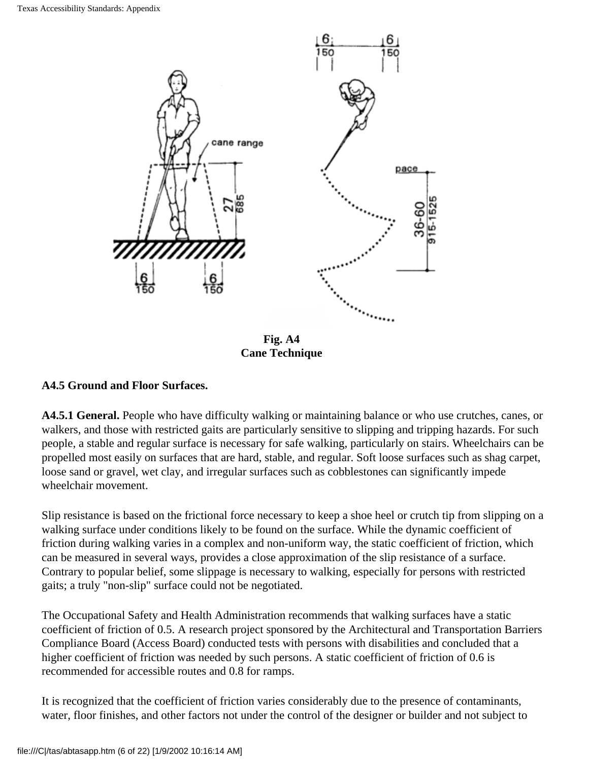cane range

27
685

6
150

6
150

6
150

6
150

pace

36-60
915-1525

**Fig. A4**
**Cane Technique**

**A4.5 Ground and Floor Surfaces.**

**A4.5.1 General.** People who have difficulty walking or maintaining balance or who use crutches, canes, or walkers, and those with restricted gaits are particularly sensitive to slipping and tripping hazards. For such people, a stable and regular surface is necessary for safe walking, particularly on stairs. Wheelchairs can be propelled most easily on surfaces that are hard, stable, and regular. Soft loose surfaces such as shag carpet, loose sand or gravel, wet clay, and irregular surfaces such as cobblestones can significantly impede wheelchair movement.

Slip resistance is based on the frictional force necessary to keep a shoe heel or crutch tip from slipping on a walking surface under conditions likely to be found on the surface. While the dynamic coefficient of friction during walking varies in a complex and non-uniform way, the static coefficient of friction, which can be measured in several ways, provides a close approximation of the slip resistance of a surface. Contrary to popular belief, some slippage is necessary to walking, especially for persons with restricted gaits; a truly "non-slip" surface could not be negotiated.

The Occupational Safety and Health Administration recommends that walking surfaces have a static coefficient of friction of 0.5. A research project sponsored by the Architectural and Transportation Barriers Compliance Board (Access Board) conducted tests with persons with disabilities and concluded that a higher coefficient of friction was needed by such persons. A static coefficient of friction of 0.6 is recommended for accessible routes and 0.8 for ramps.

It is recognized that the coefficient of friction varies considerably due to the presence of contaminants, water, floor finishes, and other factors not under the control of the designer or builder and not subject to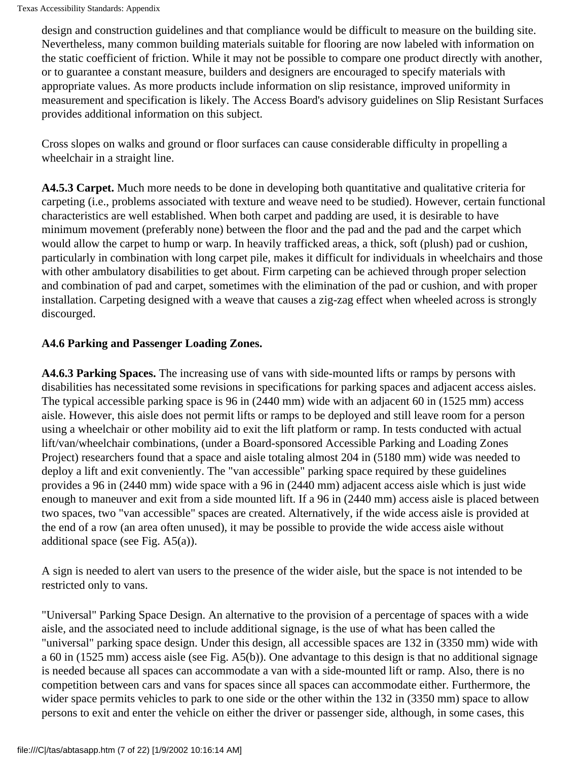design and construction guidelines and that compliance would be difficult to measure on the building site. Nevertheless, many common building materials suitable for flooring are now labeled with information on the static coefficient of friction. While it may not be possible to compare one product directly with another, or to guarantee a constant measure, builders and designers are encouraged to specify materials with appropriate values. As more products include information on slip resistance, improved uniformity in measurement and specification is likely. The Access Board's advisory guidelines on Slip Resistant Surfaces provides additional information on this subject.

Cross slopes on walks and ground or floor surfaces can cause considerable difficulty in propelling a wheelchair in a straight line.

**A4.5.3 Carpet.** Much more needs to be done in developing both quantitative and qualitative criteria for carpeting (i.e., problems associated with texture and weave need to be studied). However, certain functional characteristics are well established. When both carpet and padding are used, it is desirable to have minimum movement (preferably none) between the floor and the pad and the pad and the carpet which would allow the carpet to hump or warp. In heavily trafficked areas, a thick, soft (plush) pad or cushion, particularly in combination with long carpet pile, makes it difficult for individuals in wheelchairs and those with other ambulatory disabilities to get about. Firm carpeting can be achieved through proper selection and combination of pad and carpet, sometimes with the elimination of the pad or cushion, and with proper installation. Carpeting designed with a weave that causes a zig-zag effect when wheeled across is strongly discourged.

**A4.6 Parking and Passenger Loading Zones.**

**A4.6.3 Parking Spaces.** The increasing use of vans with side-mounted lifts or ramps by persons with disabilities has necessitated some revisions in specifications for parking spaces and adjacent access aisles. The typical accessible parking space is 96 in (2440 mm) wide with an adjacent 60 in (1525 mm) access aisle. However, this aisle does not permit lifts or ramps to be deployed and still leave room for a person using a wheelchair or other mobility aid to exit the lift platform or ramp. In tests conducted with actual lift/van/wheelchair combinations, (under a Board-sponsored Accessible Parking and Loading Zones Project) researchers found that a space and aisle totaling almost 204 in (5180 mm) wide was needed to deploy a lift and exit conveniently. The "van accessible" parking space required by these guidelines provides a 96 in (2440 mm) wide space with a 96 in (2440 mm) adjacent access aisle which is just wide enough to maneuver and exit from a side mounted lift. If a 96 in (2440 mm) access aisle is placed between two spaces, two "van accessible" spaces are created. Alternatively, if the wide access aisle is provided at the end of a row (an area often unused), it may be possible to provide the wide access aisle without additional space (see Fig. A5(a)).

A sign is needed to alert van users to the presence of the wider aisle, but the space is not intended to be restricted only to vans.

"Universal" Parking Space Design. An alternative to the provision of a percentage of spaces with a wide aisle, and the associated need to include additional signage, is the use of what has been called the "universal" parking space design. Under this design, all accessible spaces are 132 in (3350 mm) wide with a 60 in (1525 mm) access aisle (see Fig. A5(b)). One advantage to this design is that no additional signage is needed because all spaces can accommodate a van with a side-mounted lift or ramp. Also, there is no competition between cars and vans for spaces since all spaces can accommodate either. Furthermore, the wider space permits vehicles to park to one side or the other within the 132 in (3350 mm) space to allow persons to exit and enter the vehicle on either the driver or passenger side, although, in some cases, this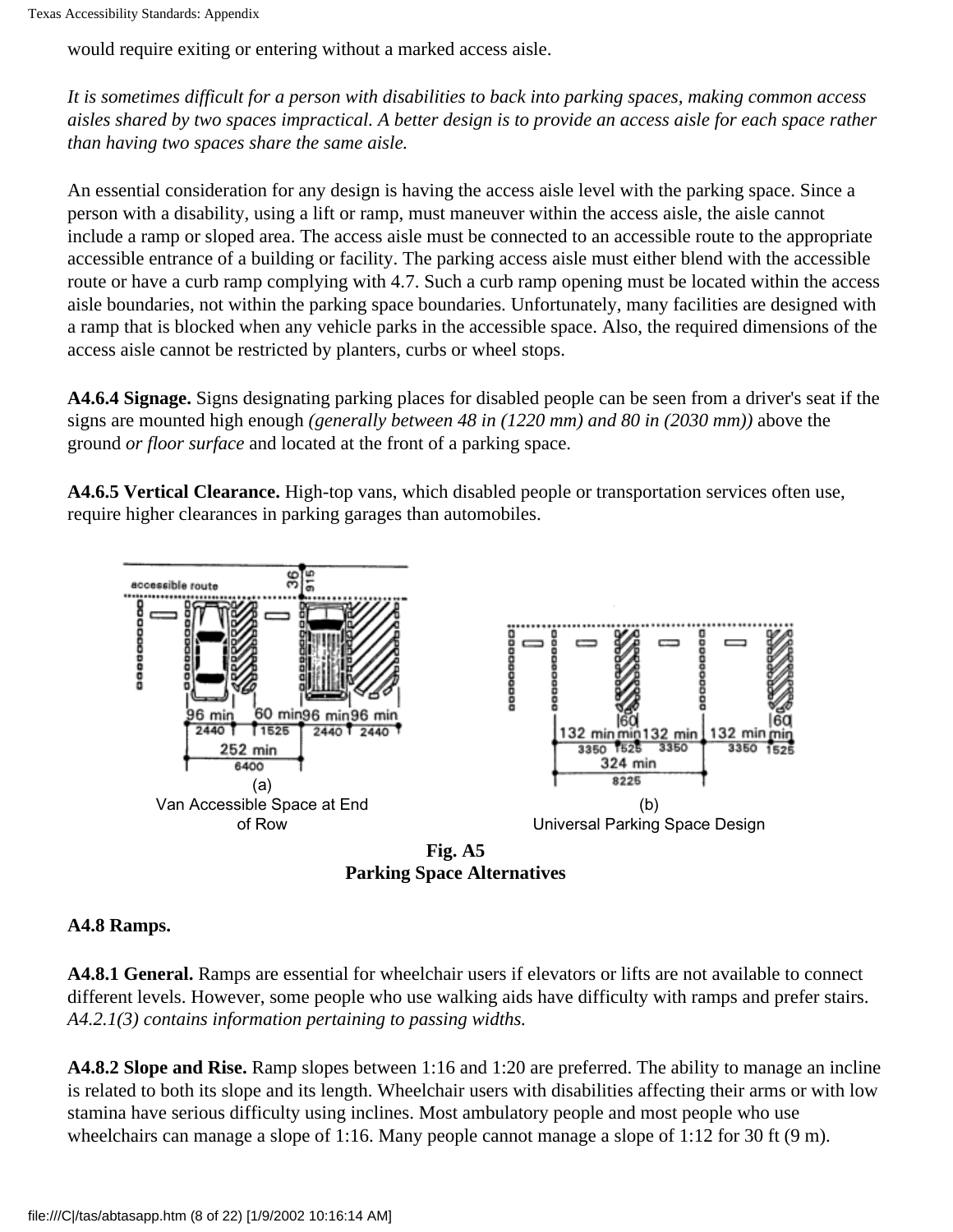would require exiting or entering without a marked access aisle.

*It is sometimes difficult for a person with disabilities to back into parking spaces, making common access aisles shared by two spaces impractical. A better design is to provide an access aisle for each space rather than having two spaces share the same aisle.*

An essential consideration for any design is having the access aisle level with the parking space. Since a person with a disability, using a lift or ramp, must maneuver within the access aisle, the aisle cannot include a ramp or sloped area. The access aisle must be connected to an accessible route to the appropriate accessible entrance of a building or facility. The parking access aisle must either blend with the accessible route or have a curb ramp complying with 4.7. Such a curb ramp opening must be located within the access aisle boundaries, not within the parking space boundaries. Unfortunately, many facilities are designed with a ramp that is blocked when any vehicle parks in the accessible space. Also, the required dimensions of the access aisle cannot be restricted by planters, curbs or wheel stops.

**A4.6.4 Signage.** Signs designating parking places for disabled people can be seen from a driver's seat if the signs are mounted high enough *(generally between 48 in (1220 mm) and 80 in (2030 mm))* above the ground *or floor surface* and located at the front of a parking space.

**A4.6.5 Vertical Clearance.** High-top vans, which disabled people or transportation services often use, require higher clearances in parking garages than automobiles.

(a) Van Accessible Space at End of Row

(b) Universal Parking Space Design

**Fig. A5**
**Parking Space Alternatives**

**A4.8 Ramps.**

**A4.8.1 General.** Ramps are essential for wheelchair users if elevators or lifts are not available to connect different levels. However, some people who use walking aids have difficulty with ramps and prefer stairs. *A4.2.1(3) contains information pertaining to passing widths.*

**A4.8.2 Slope and Rise.** Ramp slopes between 1:16 and 1:20 are preferred. The ability to manage an incline is related to both its slope and its length. Wheelchair users with disabilities affecting their arms or with low stamina have serious difficulty using inclines. Most ambulatory people and most people who use wheelchairs can manage a slope of 1:16. Many people cannot manage a slope of 1:12 for 30 ft (9 m).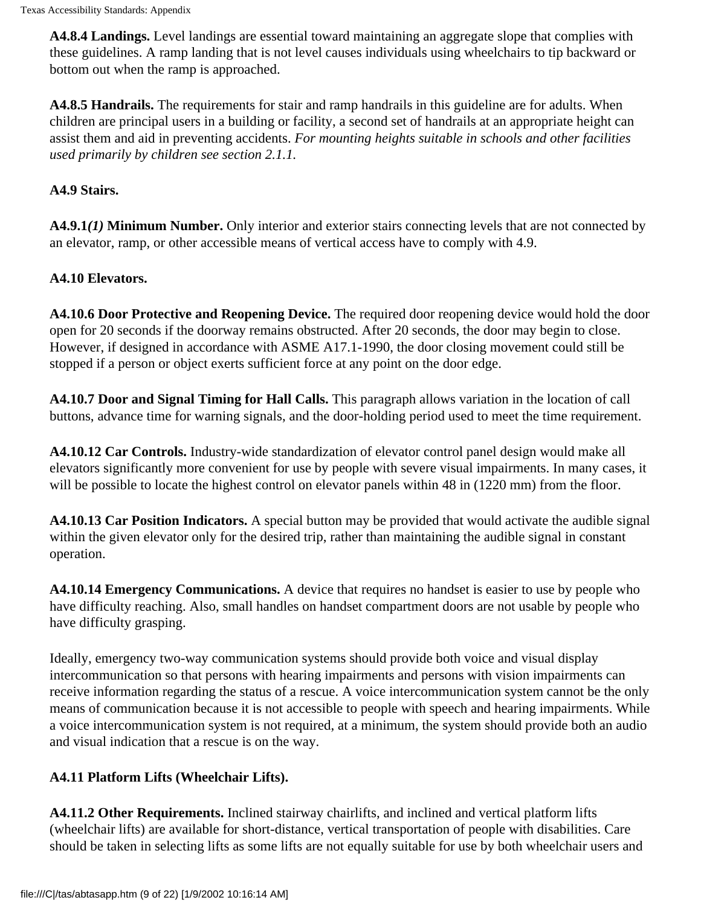**A4.8.4 Landings.** Level landings are essential toward maintaining an aggregate slope that complies with these guidelines. A ramp landing that is not level causes individuals using wheelchairs to tip backward or bottom out when the ramp is approached.

**A4.8.5 Handrails.** The requirements for stair and ramp handrails in this guideline are for adults. When children are principal users in a building or facility, a second set of handrails at an appropriate height can assist them and aid in preventing accidents. *For mounting heights suitable in schools and other facilities used primarily by children see section 2.1.1.*

**A4.9 Stairs.**

**A4.9.1*(1)* Minimum Number.** Only interior and exterior stairs connecting levels that are not connected by an elevator, ramp, or other accessible means of vertical access have to comply with 4.9.

**A4.10 Elevators.**

**A4.10.6 Door Protective and Reopening Device.** The required door reopening device would hold the door open for 20 seconds if the doorway remains obstructed. After 20 seconds, the door may begin to close. However, if designed in accordance with ASME A17.1-1990, the door closing movement could still be stopped if a person or object exerts sufficient force at any point on the door edge.

**A4.10.7 Door and Signal Timing for Hall Calls.** This paragraph allows variation in the location of call buttons, advance time for warning signals, and the door-holding period used to meet the time requirement.

**A4.10.12 Car Controls.** Industry-wide standardization of elevator control panel design would make all elevators significantly more convenient for use by people with severe visual impairments. In many cases, it will be possible to locate the highest control on elevator panels within 48 in (1220 mm) from the floor.

**A4.10.13 Car Position Indicators.** A special button may be provided that would activate the audible signal within the given elevator only for the desired trip, rather than maintaining the audible signal in constant operation.

**A4.10.14 Emergency Communications.** A device that requires no handset is easier to use by people who have difficulty reaching. Also, small handles on handset compartment doors are not usable by people who have difficulty grasping.

Ideally, emergency two-way communication systems should provide both voice and visual display intercommunication so that persons with hearing impairments and persons with vision impairments can receive information regarding the status of a rescue. A voice intercommunication system cannot be the only means of communication because it is not accessible to people with speech and hearing impairments. While a voice intercommunication system is not required, at a minimum, the system should provide both an audio and visual indication that a rescue is on the way.

**A4.11 Platform Lifts (Wheelchair Lifts).**

**A4.11.2 Other Requirements.** Inclined stairway chairlifts, and inclined and vertical platform lifts (wheelchair lifts) are available for short-distance, vertical transportation of people with disabilities. Care should be taken in selecting lifts as some lifts are not equally suitable for use by both wheelchair users and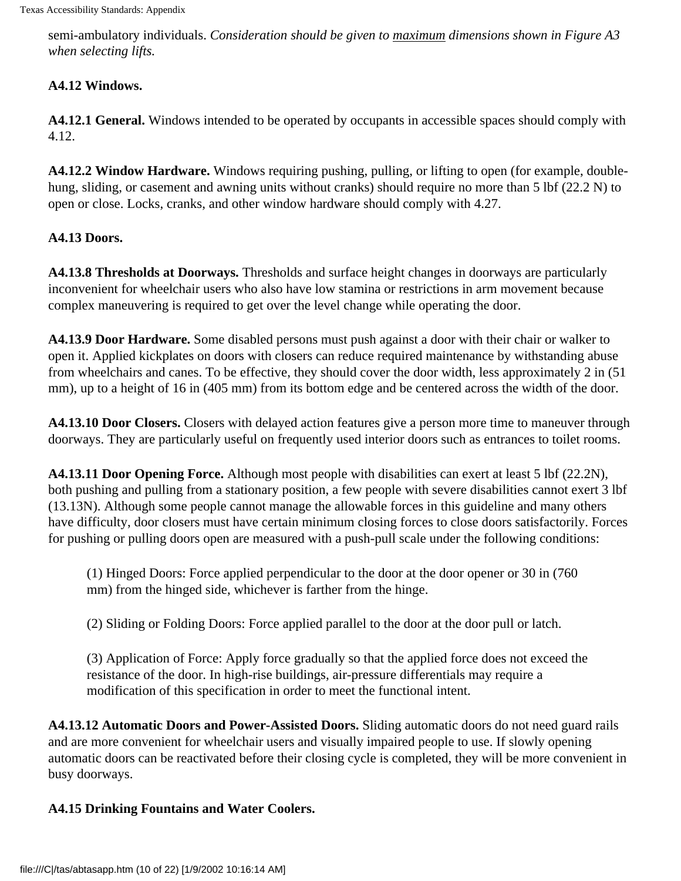semi-ambulatory individuals. *Consideration should be given to maximum dimensions shown in Figure A3 when selecting lifts.*

**A4.12 Windows.**

**A4.12.1 General.** Windows intended to be operated by occupants in accessible spaces should comply with 4.12.

**A4.12.2 Window Hardware.** Windows requiring pushing, pulling, or lifting to open (for example, double-hung, sliding, or casement and awning units without cranks) should require no more than 5 lbf (22.2 N) to open or close. Locks, cranks, and other window hardware should comply with 4.27.

**A4.13 Doors.**

**A4.13.8 Thresholds at Doorways.** Thresholds and surface height changes in doorways are particularly inconvenient for wheelchair users who also have low stamina or restrictions in arm movement because complex maneuvering is required to get over the level change while operating the door.

**A4.13.9 Door Hardware.** Some disabled persons must push against a door with their chair or walker to open it. Applied kickplates on doors with closers can reduce required maintenance by withstanding abuse from wheelchairs and canes. To be effective, they should cover the door width, less approximately 2 in (51 mm), up to a height of 16 in (405 mm) from its bottom edge and be centered across the width of the door.

**A4.13.10 Door Closers.** Closers with delayed action features give a person more time to maneuver through doorways. They are particularly useful on frequently used interior doors such as entrances to toilet rooms.

**A4.13.11 Door Opening Force.** Although most people with disabilities can exert at least 5 lbf (22.2N), both pushing and pulling from a stationary position, a few people with severe disabilities cannot exert 3 lbf (13.13N). Although some people cannot manage the allowable forces in this guideline and many others have difficulty, door closers must have certain minimum closing forces to close doors satisfactorily. Forces for pushing or pulling doors open are measured with a push-pull scale under the following conditions:

(1) Hinged Doors: Force applied perpendicular to the door at the door opener or 30 in (760 mm) from the hinged side, whichever is farther from the hinge.

(2) Sliding or Folding Doors: Force applied parallel to the door at the door pull or latch.

(3) Application of Force: Apply force gradually so that the applied force does not exceed the resistance of the door. In high-rise buildings, air-pressure differentials may require a modification of this specification in order to meet the functional intent.

**A4.13.12 Automatic Doors and Power-Assisted Doors.** Sliding automatic doors do not need guard rails and are more convenient for wheelchair users and visually impaired people to use. If slowly opening automatic doors can be reactivated before their closing cycle is completed, they will be more convenient in busy doorways.

**A4.15 Drinking Fountains and Water Coolers.**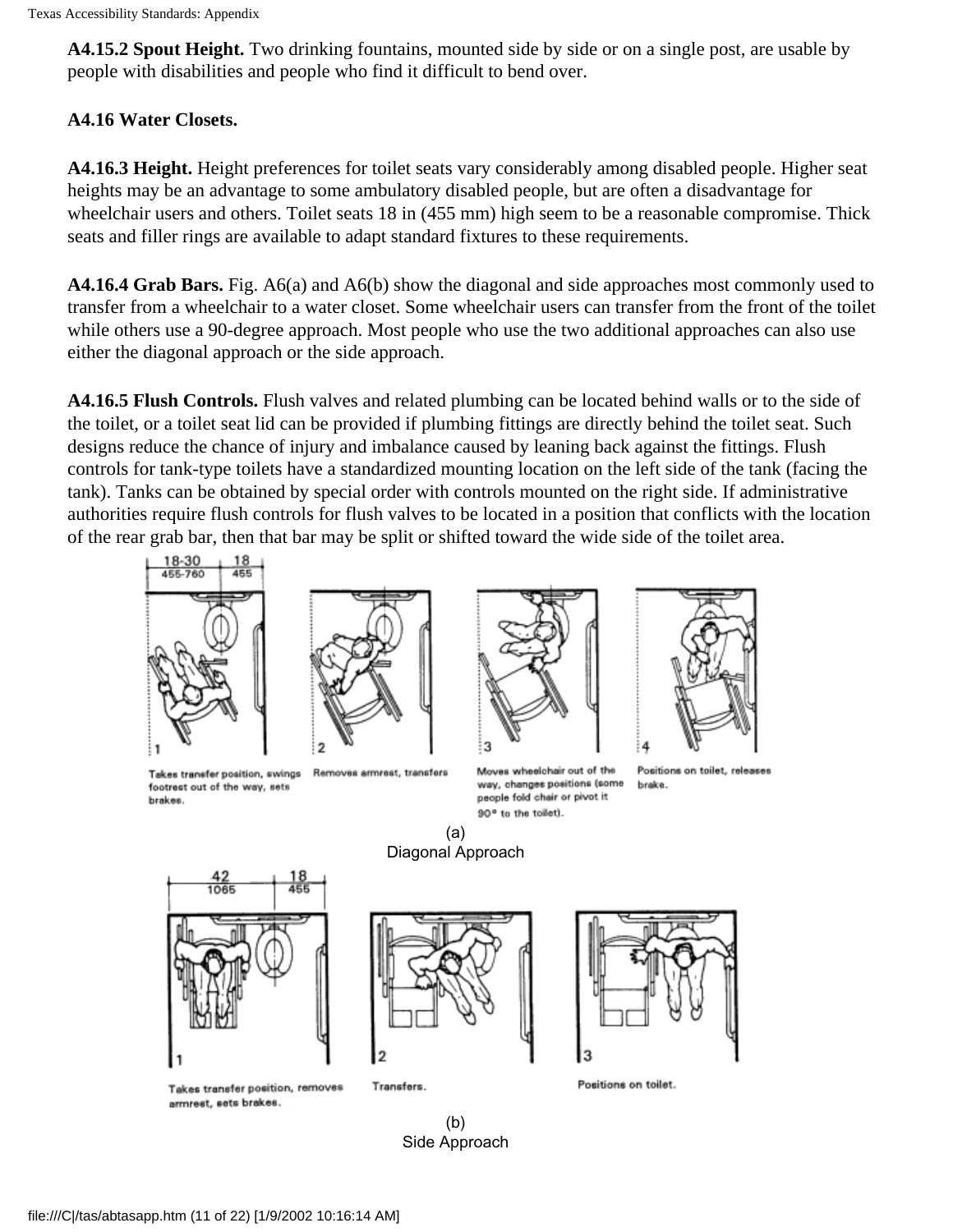**A4.15.2 Spout Height.** Two drinking fountains, mounted side by side or on a single post, are usable by people with disabilities and people who find it difficult to bend over.

**A4.16 Water Closets.**

**A4.16.3 Height.** Height preferences for toilet seats vary considerably among disabled people. Higher seat heights may be an advantage to some ambulatory disabled people, but are often a disadvantage for wheelchair users and others. Toilet seats 18 in (455 mm) high seem to be a reasonable compromise. Thick seats and filler rings are available to adapt standard fixtures to these requirements.

**A4.16.4 Grab Bars.** Fig. A6(a) and A6(b) show the diagonal and side approaches most commonly used to transfer from a wheelchair to a water closet. Some wheelchair users can transfer from the front of the toilet while others use a 90-degree approach. Most people who use the two additional approaches can also use either the diagonal approach or the side approach.

**A4.16.5 Flush Controls.** Flush valves and related plumbing can be located behind walls or to the side of the toilet, or a toilet seat lid can be provided if plumbing fittings are directly behind the toilet seat. Such designs reduce the chance of injury and imbalance caused by leaning back against the fittings. Flush controls for tank-type toilets have a standardized mounting location on the left side of the tank (facing the tank). Tanks can be obtained by special order with controls mounted on the right side. If administrative authorities require flush controls for flush valves to be located in a position that conflicts with the location of the rear grab bar, then that bar may be split or shifted toward the wide side of the toilet area.

18-30 (455-760) 18 (455)

1 Takes transfer position, swings footrest out of the way, sets brakes.

2 Removes armrest, transfers

3 Moves wheelchair out of the way, changes positions (some people fold chair or pivot it 90° to the toilet).

4 Positions on toilet, releases brake.

(a)
Diagonal Approach

42 (1065) 18 (455)

1 Takes transfer position, removes armrest, sets brakes.

2 Transfers.

3 Positions on toilet.

(b)
Side Approach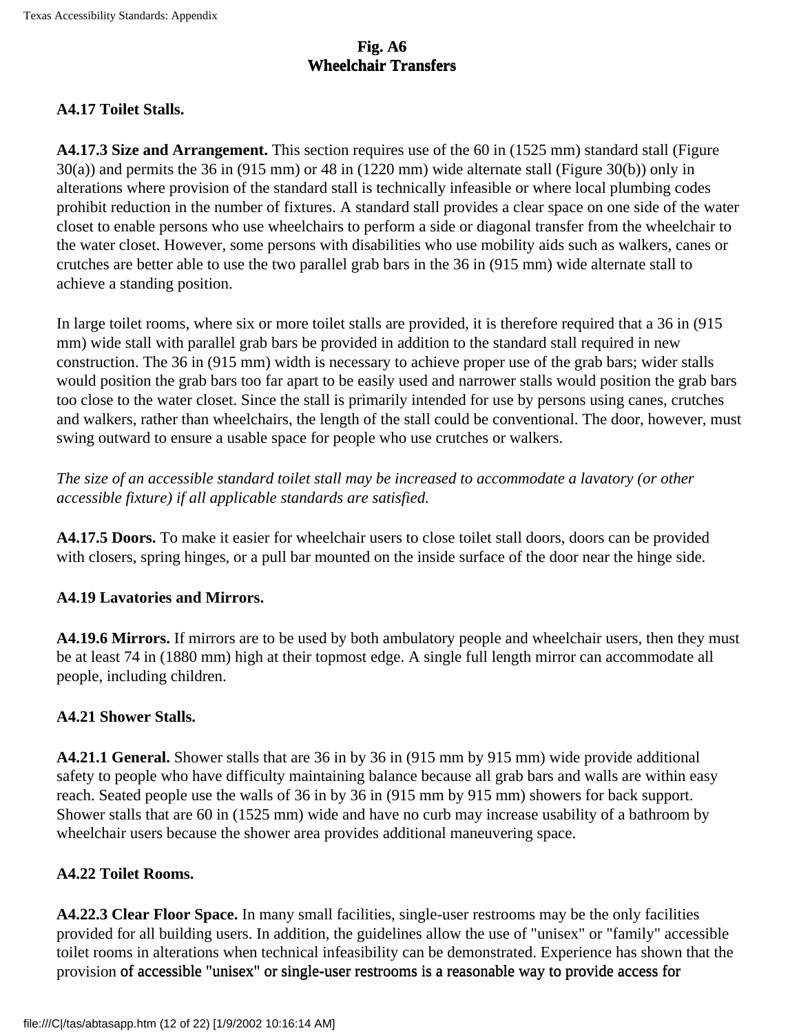**Fig. A6**
**Wheelchair Transfers**

### A4.17 Toilet Stalls.

**A4.17.3 Size and Arrangement.** This section requires use of the 60 in (1525 mm) standard stall (Figure 30(a)) and permits the 36 in (915 mm) or 48 in (1220 mm) wide alternate stall (Figure 30(b)) only in alterations where provision of the standard stall is technically infeasible or where local plumbing codes prohibit reduction in the number of fixtures. A standard stall provides a clear space on one side of the water closet to enable persons who use wheelchairs to perform a side or diagonal transfer from the wheelchair to the water closet. However, some persons with disabilities who use mobility aids such as walkers, canes or crutches are better able to use the two parallel grab bars in the 36 in (915 mm) wide alternate stall to achieve a standing position.

In large toilet rooms, where six or more toilet stalls are provided, it is therefore required that a 36 in (915 mm) wide stall with parallel grab bars be provided in addition to the standard stall required in new construction. The 36 in (915 mm) width is necessary to achieve proper use of the grab bars; wider stalls would position the grab bars too far apart to be easily used and narrower stalls would position the grab bars too close to the water closet. Since the stall is primarily intended for use by persons using canes, crutches and walkers, rather than wheelchairs, the length of the stall could be conventional. The door, however, must swing outward to ensure a usable space for people who use crutches or walkers.

*The size of an accessible standard toilet stall may be increased to accommodate a lavatory (or other accessible fixture) if all applicable standards are satisfied.*

**A4.17.5 Doors.** To make it easier for wheelchair users to close toilet stall doors, doors can be provided with closers, spring hinges, or a pull bar mounted on the inside surface of the door near the hinge side.

### A4.19 Lavatories and Mirrors.

**A4.19.6 Mirrors.** If mirrors are to be used by both ambulatory people and wheelchair users, then they must be at least 74 in (1880 mm) high at their topmost edge. A single full length mirror can accommodate all people, including children.

### A4.21 Shower Stalls.

**A4.21.1 General.** Shower stalls that are 36 in by 36 in (915 mm by 915 mm) wide provide additional safety to people who have difficulty maintaining balance because all grab bars and walls are within easy reach. Seated people use the walls of 36 in by 36 in (915 mm by 915 mm) showers for back support. Shower stalls that are 60 in (1525 mm) wide and have no curb may increase usability of a bathroom by wheelchair users because the shower area provides additional maneuvering space.

### A4.22 Toilet Rooms.

**A4.22.3 Clear Floor Space.** In many small facilities, single-user restrooms may be the only facilities provided for all building users. In addition, the guidelines allow the use of "unisex" or "family" accessible toilet rooms in alterations when technical infeasibility can be demonstrated. Experience has shown that the provision of accessible "unisex" or single-user restrooms is a reasonable way to provide access for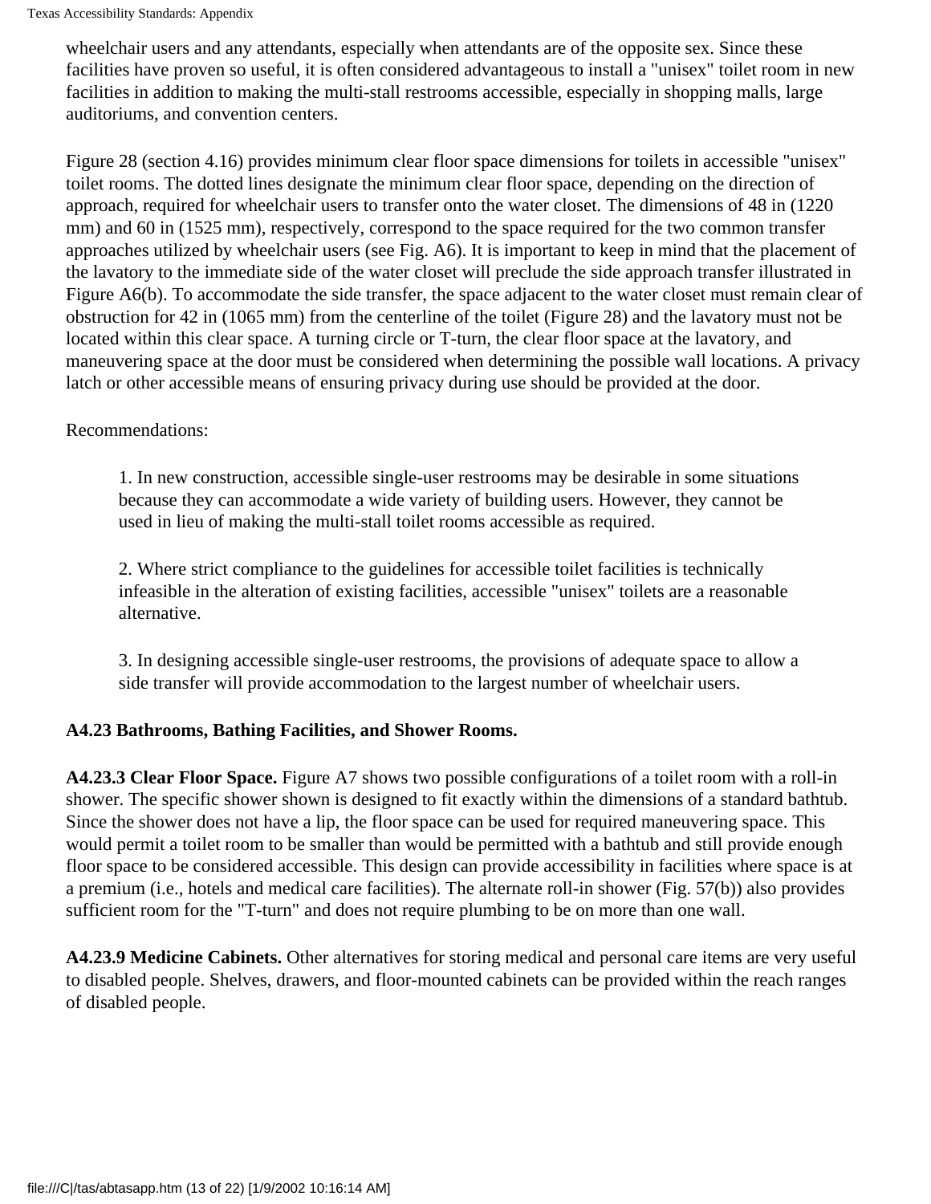wheelchair users and any attendants, especially when attendants are of the opposite sex. Since these facilities have proven so useful, it is often considered advantageous to install a "unisex" toilet room in new facilities in addition to making the multi-stall restrooms accessible, especially in shopping malls, large auditoriums, and convention centers.

Figure 28 (section 4.16) provides minimum clear floor space dimensions for toilets in accessible "unisex" toilet rooms. The dotted lines designate the minimum clear floor space, depending on the direction of approach, required for wheelchair users to transfer onto the water closet. The dimensions of 48 in (1220 mm) and 60 in (1525 mm), respectively, correspond to the space required for the two common transfer approaches utilized by wheelchair users (see Fig. A6). It is important to keep in mind that the placement of the lavatory to the immediate side of the water closet will preclude the side approach transfer illustrated in Figure A6(b). To accommodate the side transfer, the space adjacent to the water closet must remain clear of obstruction for 42 in (1065 mm) from the centerline of the toilet (Figure 28) and the lavatory must not be located within this clear space. A turning circle or T-turn, the clear floor space at the lavatory, and maneuvering space at the door must be considered when determining the possible wall locations. A privacy latch or other accessible means of ensuring privacy during use should be provided at the door.

Recommendations:

1. In new construction, accessible single-user restrooms may be desirable in some situations because they can accommodate a wide variety of building users. However, they cannot be used in lieu of making the multi-stall toilet rooms accessible as required.

2. Where strict compliance to the guidelines for accessible toilet facilities is technically infeasible in the alteration of existing facilities, accessible "unisex" toilets are a reasonable alternative.

3. In designing accessible single-user restrooms, the provisions of adequate space to allow a side transfer will provide accommodation to the largest number of wheelchair users.

**A4.23 Bathrooms, Bathing Facilities, and Shower Rooms.**

**A4.23.3 Clear Floor Space.** Figure A7 shows two possible configurations of a toilet room with a roll-in shower. The specific shower shown is designed to fit exactly within the dimensions of a standard bathtub. Since the shower does not have a lip, the floor space can be used for required maneuvering space. This would permit a toilet room to be smaller than would be permitted with a bathtub and still provide enough floor space to be considered accessible. This design can provide accessibility in facilities where space is at a premium (i.e., hotels and medical care facilities). The alternate roll-in shower (Fig. 57(b)) also provides sufficient room for the "T-turn" and does not require plumbing to be on more than one wall.

**A4.23.9 Medicine Cabinets.** Other alternatives for storing medical and personal care items are very useful to disabled people. Shelves, drawers, and floor-mounted cabinets can be provided within the reach ranges of disabled people.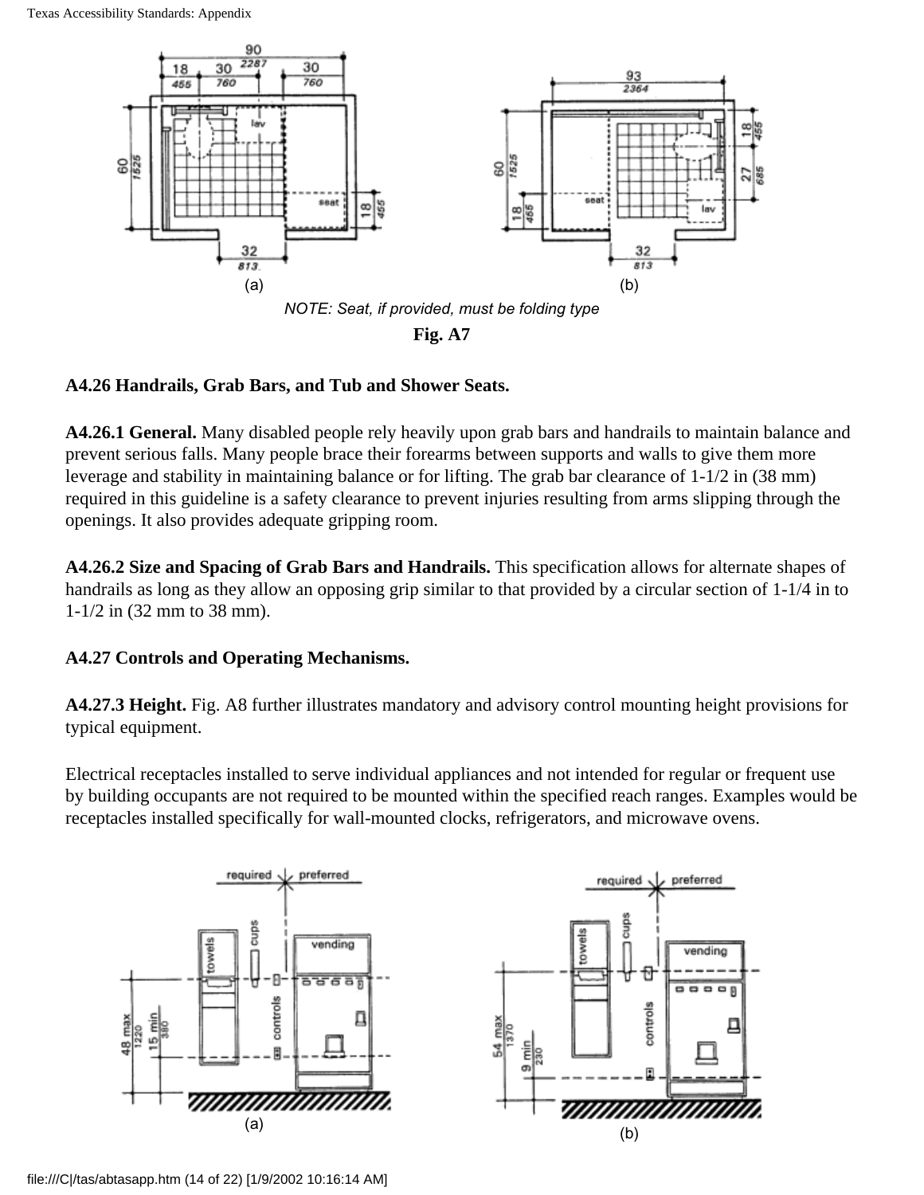NOTE: Seat, if provided, must be folding type

**Fig. A7**

**A4.26 Handrails, Grab Bars, and Tub and Shower Seats.**

**A4.26.1 General.** Many disabled people rely heavily upon grab bars and handrails to maintain balance and prevent serious falls. Many people brace their forearms between supports and walls to give them more leverage and stability in maintaining balance or for lifting. The grab bar clearance of 1-1/2 in (38 mm) required in this guideline is a safety clearance to prevent injuries resulting from arms slipping through the openings. It also provides adequate gripping room.

**A4.26.2 Size and Spacing of Grab Bars and Handrails.** This specification allows for alternate shapes of handrails as long as they allow an opposing grip similar to that provided by a circular section of 1-1/4 in to 1-1/2 in (32 mm to 38 mm).

**A4.27 Controls and Operating Mechanisms.**

**A4.27.3 Height.** Fig. A8 further illustrates mandatory and advisory control mounting height provisions for typical equipment.

Electrical receptacles installed to serve individual appliances and not intended for regular or frequent use by building occupants are not required to be mounted within the specified reach ranges. Examples would be receptacles installed specifically for wall-mounted clocks, refrigerators, and microwave ovens.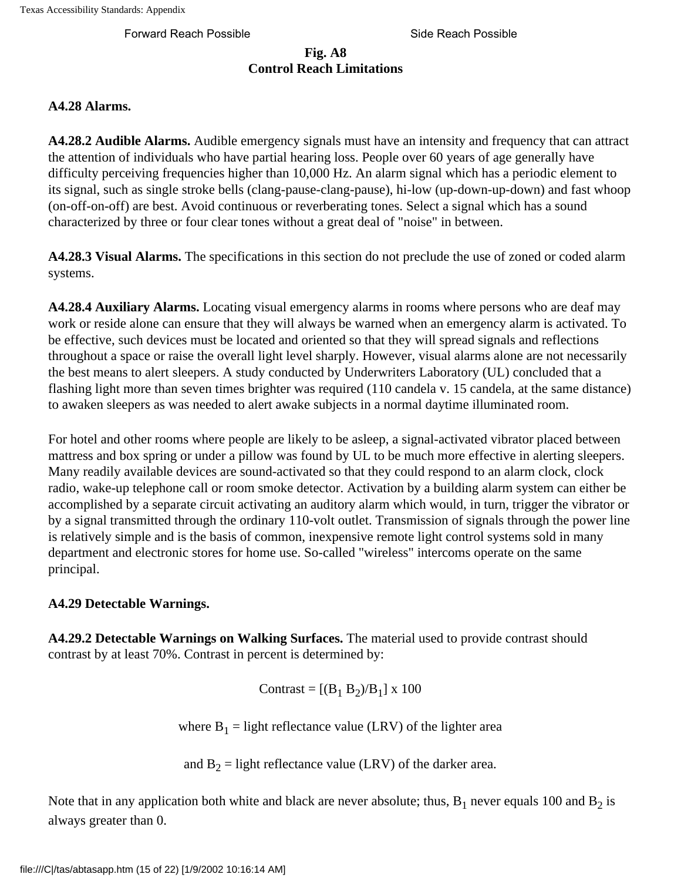Forward Reach Possible Side Reach Possible

**Fig. A8**
**Control Reach Limitations**

**A4.28 Alarms.**

**A4.28.2 Audible Alarms.** Audible emergency signals must have an intensity and frequency that can attract the attention of individuals who have partial hearing loss. People over 60 years of age generally have difficulty perceiving frequencies higher than 10,000 Hz. An alarm signal which has a periodic element to its signal, such as single stroke bells (clang-pause-clang-pause), hi-low (up-down-up-down) and fast whoop (on-off-on-off) are best. Avoid continuous or reverberating tones. Select a signal which has a sound characterized by three or four clear tones without a great deal of "noise" in between.

**A4.28.3 Visual Alarms.** The specifications in this section do not preclude the use of zoned or coded alarm systems.

**A4.28.4 Auxiliary Alarms.** Locating visual emergency alarms in rooms where persons who are deaf may work or reside alone can ensure that they will always be warned when an emergency alarm is activated. To be effective, such devices must be located and oriented so that they will spread signals and reflections throughout a space or raise the overall light level sharply. However, visual alarms alone are not necessarily the best means to alert sleepers. A study conducted by Underwriters Laboratory (UL) concluded that a flashing light more than seven times brighter was required (110 candela v. 15 candela, at the same distance) to awaken sleepers as was needed to alert awake subjects in a normal daytime illuminated room.

For hotel and other rooms where people are likely to be asleep, a signal-activated vibrator placed between mattress and box spring or under a pillow was found by UL to be much more effective in alerting sleepers. Many readily available devices are sound-activated so that they could respond to an alarm clock, clock radio, wake-up telephone call or room smoke detector. Activation by a building alarm system can either be accomplished by a separate circuit activating an auditory alarm which would, in turn, trigger the vibrator or by a signal transmitted through the ordinary 110-volt outlet. Transmission of signals through the power line is relatively simple and is the basis of common, inexpensive remote light control systems sold in many department and electronic stores for home use. So-called "wireless" intercoms operate on the same principal.

**A4.29 Detectable Warnings.**

**A4.29.2 Detectable Warnings on Walking Surfaces.** The material used to provide contrast should contrast by at least 70%. Contrast in percent is determined by:

$$\text{Contrast} = [(B_1\ B_2)/B_1] \times 100$$

where $B_1$ = light reflectance value (LRV) of the lighter area

and $B_2$ = light reflectance value (LRV) of the darker area.

Note that in any application both white and black are never absolute; thus, $B_1$ never equals 100 and $B_2$ is always greater than 0.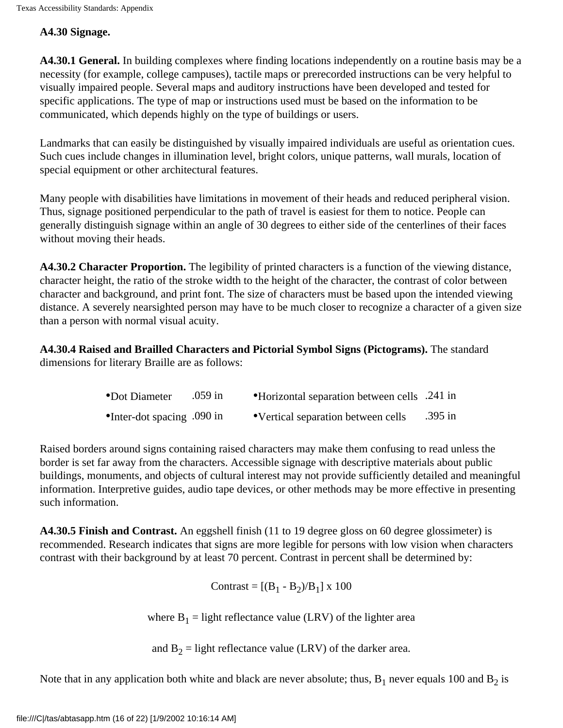**A4.30 Signage.**

**A4.30.1 General.** In building complexes where finding locations independently on a routine basis may be a necessity (for example, college campuses), tactile maps or prerecorded instructions can be very helpful to visually impaired people. Several maps and auditory instructions have been developed and tested for specific applications. The type of map or instructions used must be based on the information to be communicated, which depends highly on the type of buildings or users.

Landmarks that can easily be distinguished by visually impaired individuals are useful as orientation cues. Such cues include changes in illumination level, bright colors, unique patterns, wall murals, location of special equipment or other architectural features.

Many people with disabilities have limitations in movement of their heads and reduced peripheral vision. Thus, signage positioned perpendicular to the path of travel is easiest for them to notice. People can generally distinguish signage within an angle of 30 degrees to either side of the centerlines of their faces without moving their heads.

**A4.30.2 Character Proportion.** The legibility of printed characters is a function of the viewing distance, character height, the ratio of the stroke width to the height of the character, the contrast of color between character and background, and print font. The size of characters must be based upon the intended viewing distance. A severely nearsighted person may have to be much closer to recognize a character of a given size than a person with normal visual acuity.

**A4.30.4 Raised and Brailled Characters and Pictorial Symbol Signs (Pictograms).** The standard dimensions for literary Braille are as follows:

| | | | |
|---|---|---|---|
| •Dot Diameter | .059 in | •Horizontal separation between cells | .241 in |
| •Inter-dot spacing | .090 in | •Vertical separation between cells | .395 in |

Raised borders around signs containing raised characters may make them confusing to read unless the border is set far away from the characters. Accessible signage with descriptive materials about public buildings, monuments, and objects of cultural interest may not provide sufficiently detailed and meaningful information. Interpretive guides, audio tape devices, or other methods may be more effective in presenting such information.

**A4.30.5 Finish and Contrast.** An eggshell finish (11 to 19 degree gloss on 60 degree glossimeter) is recommended. Research indicates that signs are more legible for persons with low vision when characters contrast with their background by at least 70 percent. Contrast in percent shall be determined by:

$$\text{Contrast} = [(B_1 - B_2)/B_1] \times 100$$

where $B_1$ = light reflectance value (LRV) of the lighter area

and $B_2$ = light reflectance value (LRV) of the darker area.

Note that in any application both white and black are never absolute; thus, $B_1$ never equals 100 and $B_2$ is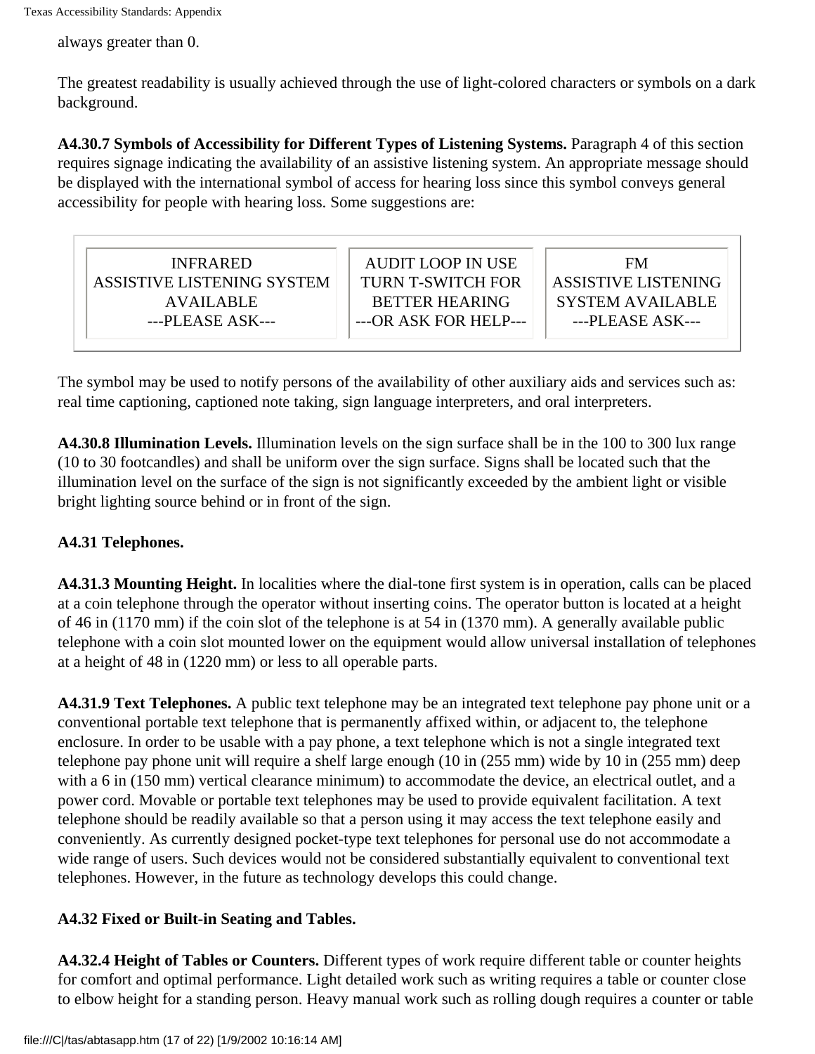always greater than 0.

The greatest readability is usually achieved through the use of light-colored characters or symbols on a dark background.

**A4.30.7 Symbols of Accessibility for Different Types of Listening Systems.** Paragraph 4 of this section requires signage indicating the availability of an assistive listening system. An appropriate message should be displayed with the international symbol of access for hearing loss since this symbol conveys general accessibility for people with hearing loss. Some suggestions are:

| INFRARED ASSISTIVE LISTENING SYSTEM AVAILABLE ---PLEASE ASK--- | AUDIT LOOP IN USE TURN T-SWITCH FOR BETTER HEARING ---OR ASK FOR HELP--- | FM ASSISTIVE LISTENING SYSTEM AVAILABLE ---PLEASE ASK--- |
|---|---|---|

The symbol may be used to notify persons of the availability of other auxiliary aids and services such as: real time captioning, captioned note taking, sign language interpreters, and oral interpreters.

**A4.30.8 Illumination Levels.** Illumination levels on the sign surface shall be in the 100 to 300 lux range (10 to 30 footcandles) and shall be uniform over the sign surface. Signs shall be located such that the illumination level on the surface of the sign is not significantly exceeded by the ambient light or visible bright lighting source behind or in front of the sign.

**A4.31 Telephones.**

**A4.31.3 Mounting Height.** In localities where the dial-tone first system is in operation, calls can be placed at a coin telephone through the operator without inserting coins. The operator button is located at a height of 46 in (1170 mm) if the coin slot of the telephone is at 54 in (1370 mm). A generally available public telephone with a coin slot mounted lower on the equipment would allow universal installation of telephones at a height of 48 in (1220 mm) or less to all operable parts.

**A4.31.9 Text Telephones.** A public text telephone may be an integrated text telephone pay phone unit or a conventional portable text telephone that is permanently affixed within, or adjacent to, the telephone enclosure. In order to be usable with a pay phone, a text telephone which is not a single integrated text telephone pay phone unit will require a shelf large enough (10 in (255 mm) wide by 10 in (255 mm) deep with a 6 in (150 mm) vertical clearance minimum) to accommodate the device, an electrical outlet, and a power cord. Movable or portable text telephones may be used to provide equivalent facilitation. A text telephone should be readily available so that a person using it may access the text telephone easily and conveniently. As currently designed pocket-type text telephones for personal use do not accommodate a wide range of users. Such devices would not be considered substantially equivalent to conventional text telephones. However, in the future as technology develops this could change.

**A4.32 Fixed or Built-in Seating and Tables.**

**A4.32.4 Height of Tables or Counters.** Different types of work require different table or counter heights for comfort and optimal performance. Light detailed work such as writing requires a table or counter close to elbow height for a standing person. Heavy manual work such as rolling dough requires a counter or table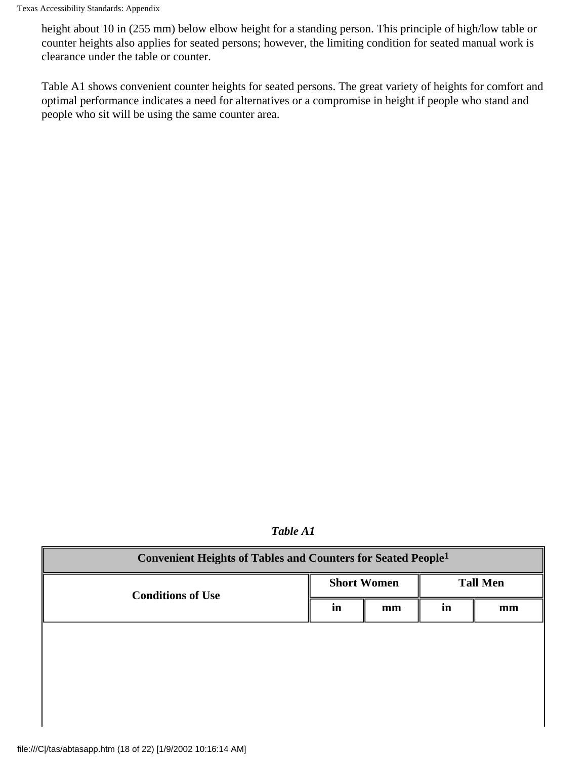height about 10 in (255 mm) below elbow height for a standing person. This principle of high/low table or counter heights also applies for seated persons; however, the limiting condition for seated manual work is clearance under the table or counter.

Table A1 shows convenient counter heights for seated persons. The great variety of heights for comfort and optimal performance indicates a need for alternatives or a compromise in height if people who stand and people who sit will be using the same counter area.

***Table A1***

| Convenient Heights of Tables and Counters for Seated People[1] | | | | |
|---|---|---|---|---|
| **Conditions of Use** | **Short Women** | | **Tall Men** | |
| | **in** | **mm** | **in** | **mm** |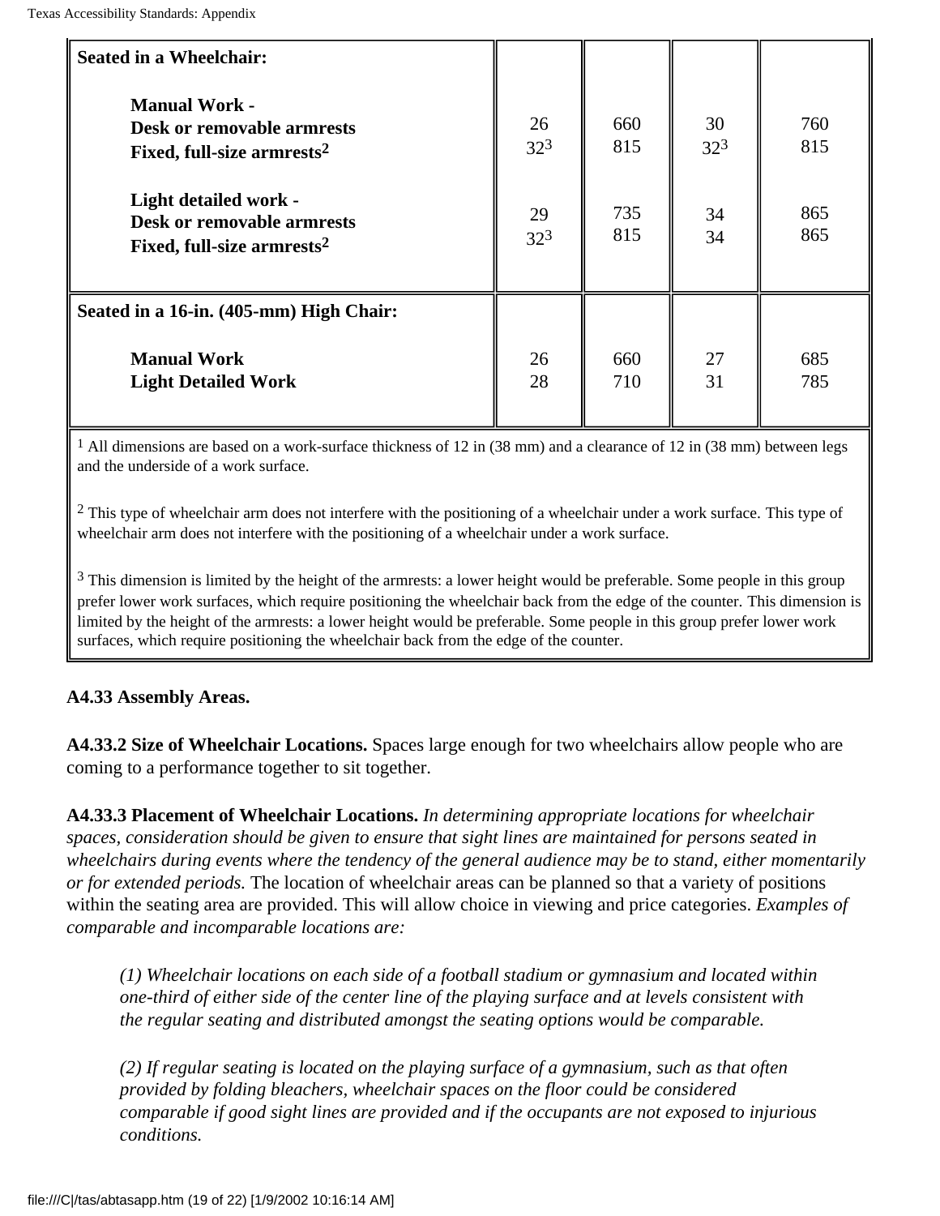| **Seated in a Wheelchair:** | | | | |
|---|---|---|---|---|
| **Manual Work -** | | | | |
| **Desk or removable armrests** | 26 | 660 | 30 | 760 |
| **Fixed, full-size armrests**[2] | 32[3] | 815 | 32[3] | 815 |
| **Light detailed work -** | | | | |
| **Desk or removable armrests** | 29 | 735 | 34 | 865 |
| **Fixed, full-size armrests**[2] | 32[3] | 815 | 34 | 865 |
| **Seated in a 16-in. (405-mm) High Chair:** | | | | |
| **Manual Work** | 26 | 660 | 27 | 685 |
| **Light Detailed Work** | 28 | 710 | 31 | 785 |

[1] All dimensions are based on a work-surface thickness of 12 in (38 mm) and a clearance of 12 in (38 mm) between legs and the underside of a work surface.

[2] This type of wheelchair arm does not interfere with the positioning of a wheelchair under a work surface. This type of wheelchair arm does not interfere with the positioning of a wheelchair under a work surface.

[3] This dimension is limited by the height of the armrests: a lower height would be preferable. Some people in this group prefer lower work surfaces, which require positioning the wheelchair back from the edge of the counter. This dimension is limited by the height of the armrests: a lower height would be preferable. Some people in this group prefer lower work surfaces, which require positioning the wheelchair back from the edge of the counter.

**A4.33 Assembly Areas.**

**A4.33.2 Size of Wheelchair Locations.** Spaces large enough for two wheelchairs allow people who are coming to a performance together to sit together.

**A4.33.3 Placement of Wheelchair Locations.** *In determining appropriate locations for wheelchair spaces, consideration should be given to ensure that sight lines are maintained for persons seated in wheelchairs during events where the tendency of the general audience may be to stand, either momentarily or for extended periods.* The location of wheelchair areas can be planned so that a variety of positions within the seating area are provided. This will allow choice in viewing and price categories. *Examples of comparable and incomparable locations are:*

> *(1) Wheelchair locations on each side of a football stadium or gymnasium and located within one-third of either side of the center line of the playing surface and at levels consistent with the regular seating and distributed amongst the seating options would be comparable.*
>
> *(2) If regular seating is located on the playing surface of a gymnasium, such as that often provided by folding bleachers, wheelchair spaces on the floor could be considered comparable if good sight lines are provided and if the occupants are not exposed to injurious conditions.*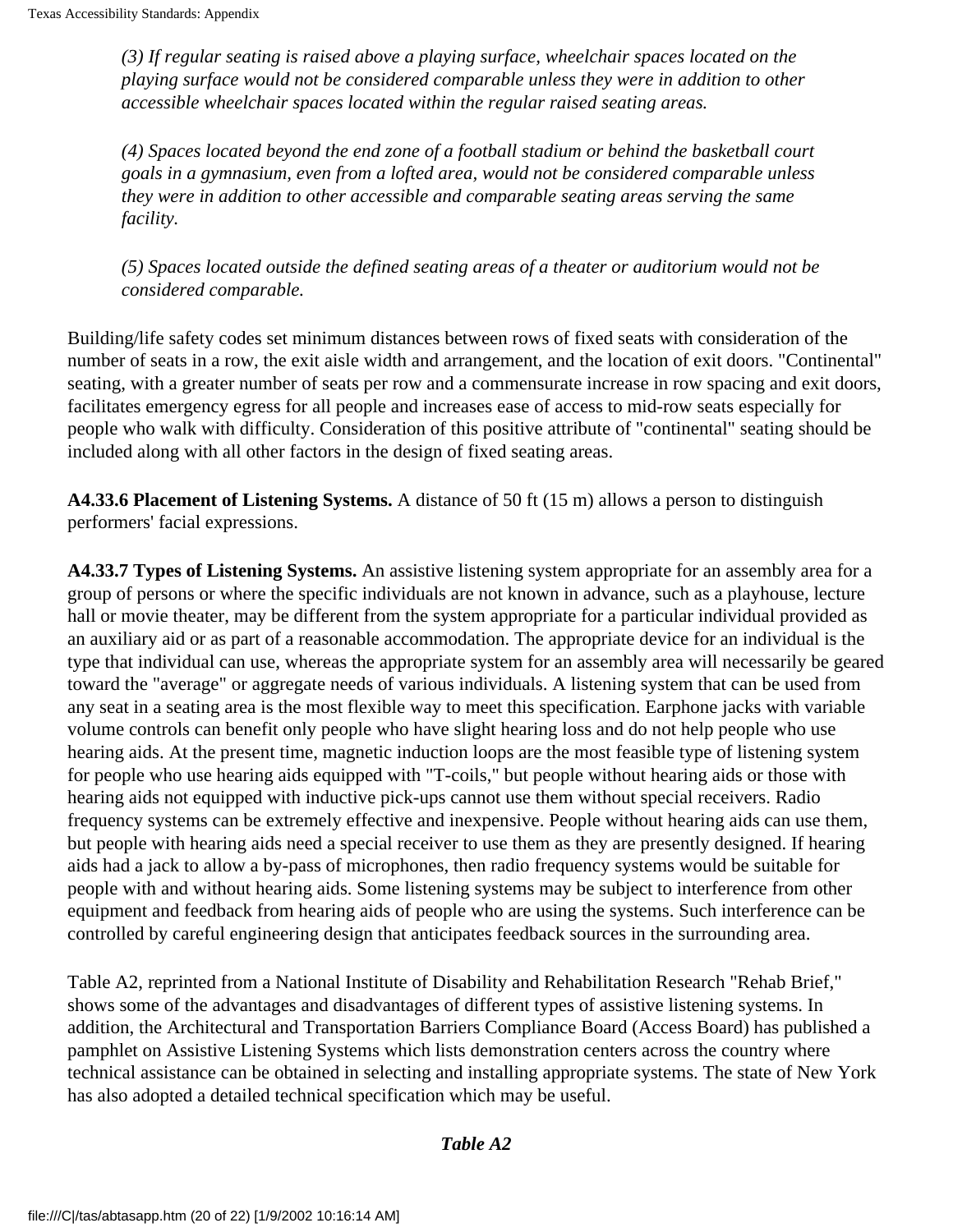*(3) If regular seating is raised above a playing surface, wheelchair spaces located on the playing surface would not be considered comparable unless they were in addition to other accessible wheelchair spaces located within the regular raised seating areas.*

*(4) Spaces located beyond the end zone of a football stadium or behind the basketball court goals in a gymnasium, even from a lofted area, would not be considered comparable unless they were in addition to other accessible and comparable seating areas serving the same facility.*

*(5) Spaces located outside the defined seating areas of a theater or auditorium would not be considered comparable.*

Building/life safety codes set minimum distances between rows of fixed seats with consideration of the number of seats in a row, the exit aisle width and arrangement, and the location of exit doors. "Continental" seating, with a greater number of seats per row and a commensurate increase in row spacing and exit doors, facilitates emergency egress for all people and increases ease of access to mid-row seats especially for people who walk with difficulty. Consideration of this positive attribute of "continental" seating should be included along with all other factors in the design of fixed seating areas.

**A4.33.6 Placement of Listening Systems.** A distance of 50 ft (15 m) allows a person to distinguish performers' facial expressions.

**A4.33.7 Types of Listening Systems.** An assistive listening system appropriate for an assembly area for a group of persons or where the specific individuals are not known in advance, such as a playhouse, lecture hall or movie theater, may be different from the system appropriate for a particular individual provided as an auxiliary aid or as part of a reasonable accommodation. The appropriate device for an individual is the type that individual can use, whereas the appropriate system for an assembly area will necessarily be geared toward the "average" or aggregate needs of various individuals. A listening system that can be used from any seat in a seating area is the most flexible way to meet this specification. Earphone jacks with variable volume controls can benefit only people who have slight hearing loss and do not help people who use hearing aids. At the present time, magnetic induction loops are the most feasible type of listening system for people who use hearing aids equipped with "T-coils," but people without hearing aids or those with hearing aids not equipped with inductive pick-ups cannot use them without special receivers. Radio frequency systems can be extremely effective and inexpensive. People without hearing aids can use them, but people with hearing aids need a special receiver to use them as they are presently designed. If hearing aids had a jack to allow a by-pass of microphones, then radio frequency systems would be suitable for people with and without hearing aids. Some listening systems may be subject to interference from other equipment and feedback from hearing aids of people who are using the systems. Such interference can be controlled by careful engineering design that anticipates feedback sources in the surrounding area.

Table A2, reprinted from a National Institute of Disability and Rehabilitation Research "Rehab Brief," shows some of the advantages and disadvantages of different types of assistive listening systems. In addition, the Architectural and Transportation Barriers Compliance Board (Access Board) has published a pamphlet on Assistive Listening Systems which lists demonstration centers across the country where technical assistance can be obtained in selecting and installing appropriate systems. The state of New York has also adopted a detailed technical specification which may be useful.

***Table A2***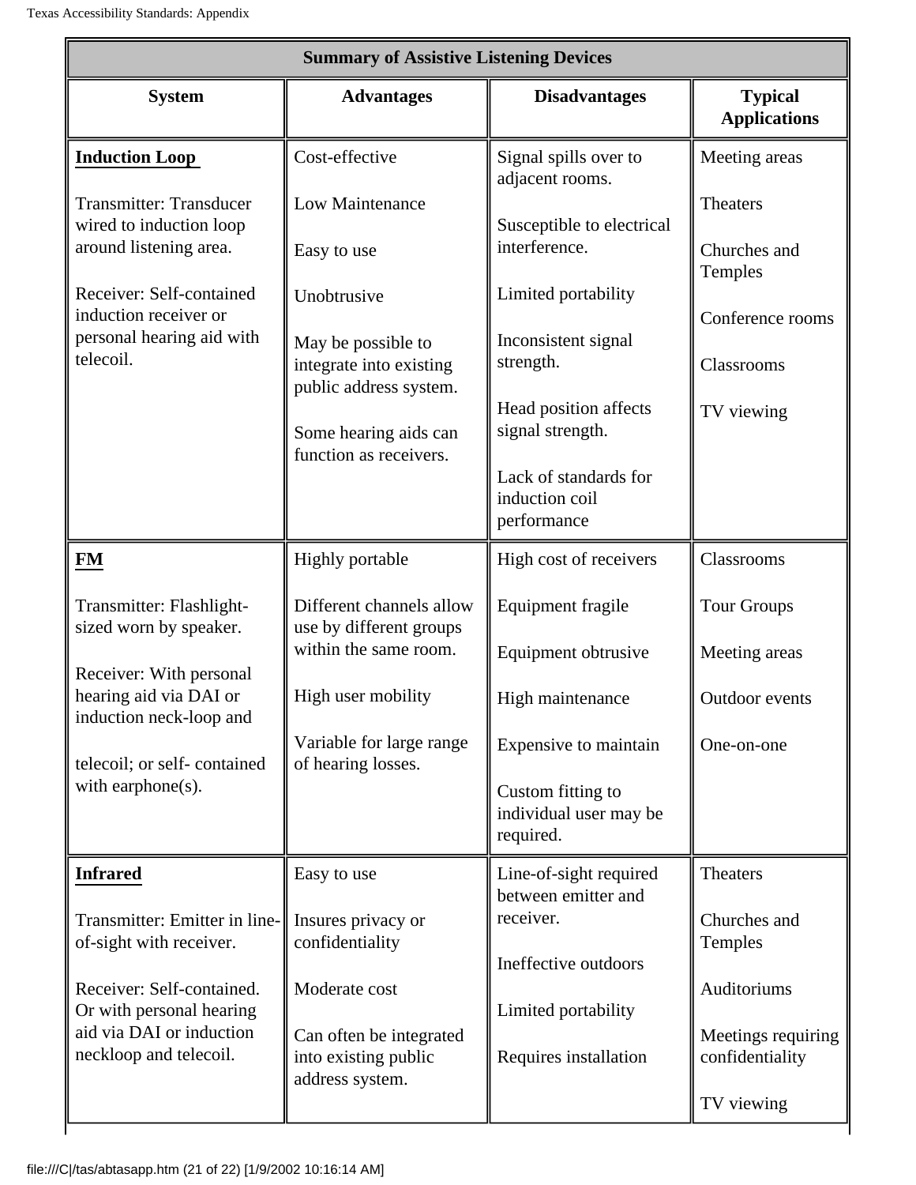| Summary of Assistive Listening Devices | | | |
|---|---|---|---|
| **System** | **Advantages** | **Disadvantages** | **Typical Applications** |
| **Induction Loop**<br><br>Transmitter: Transducer wired to induction loop around listening area.<br><br>Receiver: Self-contained induction receiver or personal hearing aid with telecoil. | Cost-effective<br><br>Low Maintenance<br><br>Easy to use<br><br>Unobtrusive<br><br>May be possible to integrate into existing public address system.<br><br>Some hearing aids can function as receivers. | Signal spills over to adjacent rooms.<br><br>Susceptible to electrical interference.<br><br>Limited portability<br><br>Inconsistent signal strength.<br><br>Head position affects signal strength.<br><br>Lack of standards for induction coil performance | Meeting areas<br><br>Theaters<br><br>Churches and Temples<br><br>Conference rooms<br><br>Classrooms<br><br>TV viewing |
| **FM**<br><br>Transmitter: Flashlight-sized worn by speaker.<br><br>Receiver: With personal hearing aid via DAI or induction neck-loop and<br><br>telecoil; or self- contained with earphone(s). | Highly portable<br><br>Different channels allow use by different groups within the same room.<br><br>High user mobility<br><br>Variable for large range of hearing losses. | High cost of receivers<br><br>Equipment fragile<br><br>Equipment obtrusive<br><br>High maintenance<br><br>Expensive to maintain<br><br>Custom fitting to individual user may be required. | Classrooms<br><br>Tour Groups<br><br>Meeting areas<br><br>Outdoor events<br><br>One-on-one |
| **Infrared**<br><br>Transmitter: Emitter in line-of-sight with receiver.<br><br>Receiver: Self-contained. Or with personal hearing aid via DAI or induction neckloop and telecoil. | Easy to use<br><br>Insures privacy or confidentiality<br><br>Moderate cost<br><br>Can often be integrated into existing public address system. | Line-of-sight required between emitter and receiver.<br><br>Ineffective outdoors<br><br>Limited portability<br><br>Requires installation | Theaters<br><br>Churches and Temples<br><br>Auditoriums<br><br>Meetings requiring confidentiality<br><br>TV viewing |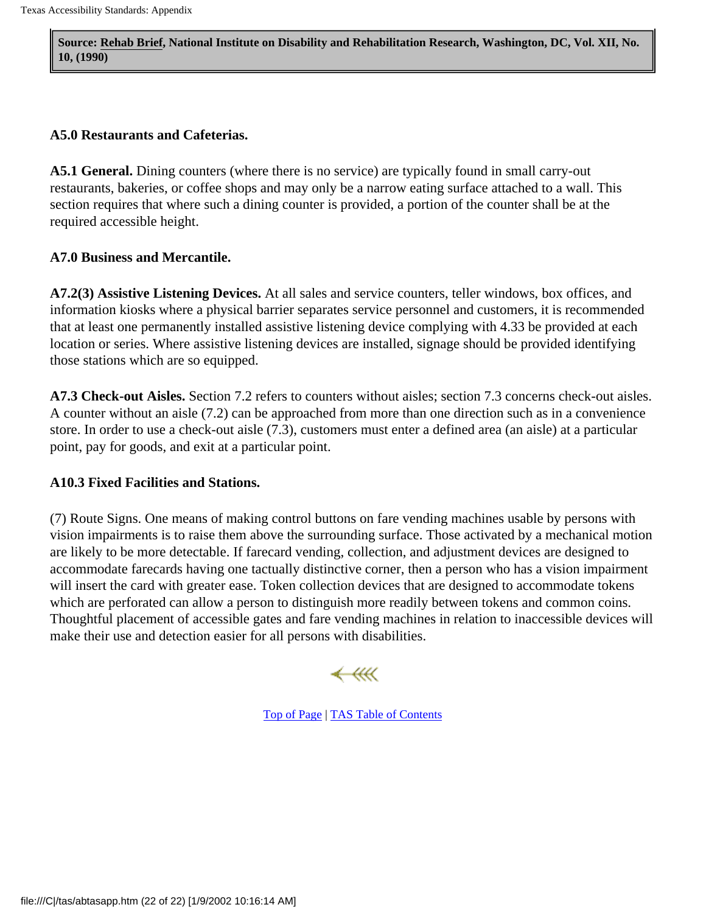**Source: Rehab Brief, National Institute on Disability and Rehabilitation Research, Washington, DC, Vol. XII, No. 10, (1990)**

**A5.0 Restaurants and Cafeterias.**

**A5.1 General.** Dining counters (where there is no service) are typically found in small carry-out restaurants, bakeries, or coffee shops and may only be a narrow eating surface attached to a wall. This section requires that where such a dining counter is provided, a portion of the counter shall be at the required accessible height.

**A7.0 Business and Mercantile.**

**A7.2(3) Assistive Listening Devices.** At all sales and service counters, teller windows, box offices, and information kiosks where a physical barrier separates service personnel and customers, it is recommended that at least one permanently installed assistive listening device complying with 4.33 be provided at each location or series. Where assistive listening devices are installed, signage should be provided identifying those stations which are so equipped.

**A7.3 Check-out Aisles.** Section 7.2 refers to counters without aisles; section 7.3 concerns check-out aisles. A counter without an aisle (7.2) can be approached from more than one direction such as in a convenience store. In order to use a check-out aisle (7.3), customers must enter a defined area (an aisle) at a particular point, pay for goods, and exit at a particular point.

**A10.3 Fixed Facilities and Stations.**

(7) Route Signs. One means of making control buttons on fare vending machines usable by persons with vision impairments is to raise them above the surrounding surface. Those activated by a mechanical motion are likely to be more detectable. If farecard vending, collection, and adjustment devices are designed to accommodate farecards having one tactually distinctive corner, then a person who has a vision impairment will insert the card with greater ease. Token collection devices that are designed to accommodate tokens which are perforated can allow a person to distinguish more readily between tokens and common coins. Thoughtful placement of accessible gates and fare vending machines in relation to inaccessible devices will make their use and detection easier for all persons with disabilities.

Top of Page | TAS Table of Contents